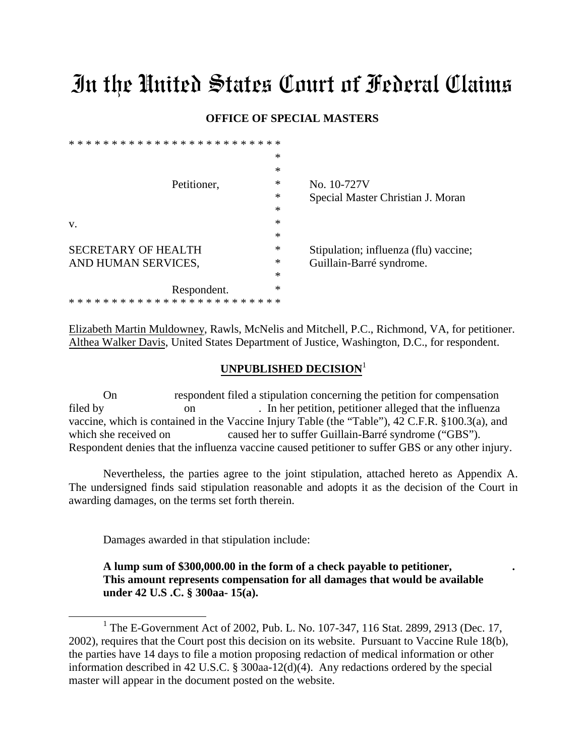# In the United States Court of Federal Claims

**OFFICE OF SPECIAL MASTERS**

```
* * * * * * * * * * * * * * * * * * * * * * * *
                                    *
                                    *
                Petitioner,         *    No. 10-727V
                                    *    Special Master Christian J. Moran
                                    *
v.                                  *
                                    *
SECRETARY OF HEALTH                 *    Stipulation; influenza (flu) vaccine;
AND HUMAN SERVICES,                 *    Guillain-Barré syndrome.
                                    *
                Respondent.         *
* * * * * * * * * * * * * * * * * * * * * * * *
```

Elizabeth Martin Muldowney, Rawls, McNelis and Mitchell, P.C., Richmond, VA, for petitioner.
Althea Walker Davis, United States Department of Justice, Washington, D.C., for respondent.

**UNPUBLISHED DECISION**[1]

On respondent filed a stipulation concerning the petition for compensation filed by on . In her petition, petitioner alleged that the influenza vaccine, which is contained in the Vaccine Injury Table (the "Table"), 42 C.F.R. §100.3(a), and which she received on caused her to suffer Guillain-Barré syndrome ("GBS"). Respondent denies that the influenza vaccine caused petitioner to suffer GBS or any other injury.

Nevertheless, the parties agree to the joint stipulation, attached hereto as Appendix A. The undersigned finds said stipulation reasonable and adopts it as the decision of the Court in awarding damages, on the terms set forth therein.

Damages awarded in that stipulation include:

**A lump sum of $300,000.00 in the form of a check payable to petitioner, . This amount represents compensation for all damages that would be available under 42 U.S .C. § 300aa- 15(a).**

---

[1] The E-Government Act of 2002, Pub. L. No. 107-347, 116 Stat. 2899, 2913 (Dec. 17, 2002), requires that the Court post this decision on its website. Pursuant to Vaccine Rule 18(b), the parties have 14 days to file a motion proposing redaction of medical information or other information described in 42 U.S.C. § 300aa-12(d)(4). Any redactions ordered by the special master will appear in the document posted on the website.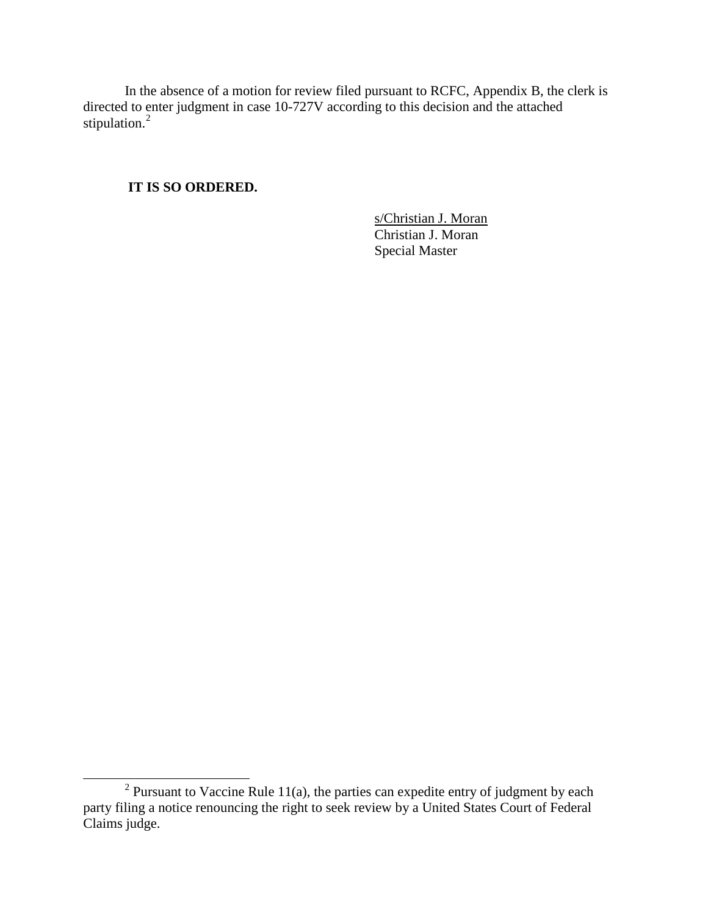In the absence of a motion for review filed pursuant to RCFC, Appendix B, the clerk is directed to enter judgment in case 10-727V according to this decision and the attached stipulation.[2]

**IT IS SO ORDERED.**

s/Christian J. Moran
Christian J. Moran
Special Master

[2] Pursuant to Vaccine Rule 11(a), the parties can expedite entry of judgment by each party filing a notice renouncing the right to seek review by a United States Court of Federal Claims judge.